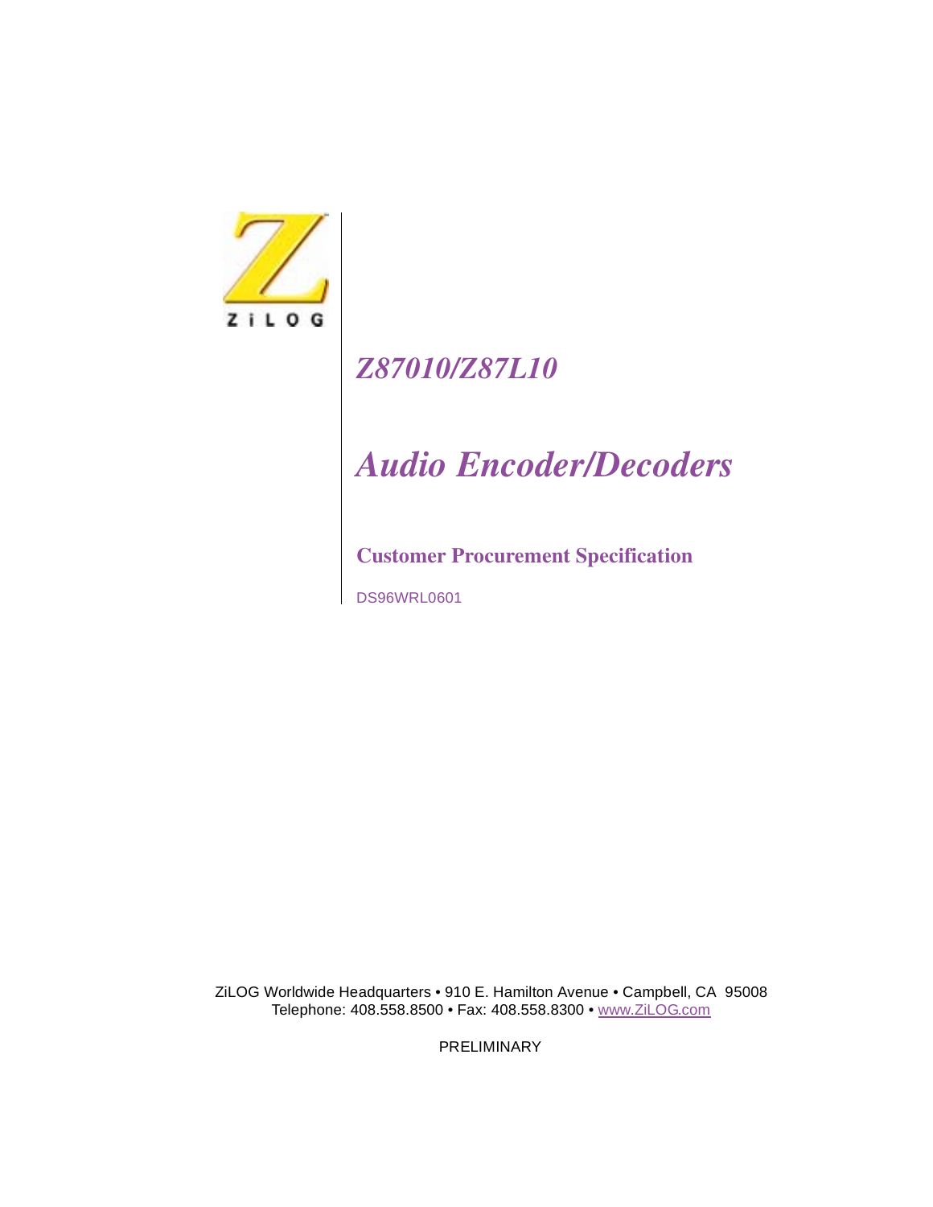ZiLOG

# *Z87010/Z87L10*

# *Audio Encoder/Decoders*

## **Customer Procurement Specification**

DS96WRL0601

ZiLOG Worldwide Headquarters • 910 E. Hamilton Avenue • Campbell, CA 95008
Telephone: 408.558.8500 • Fax: 408.558.8300 • www.ZiLOG.com

PRELIMINARY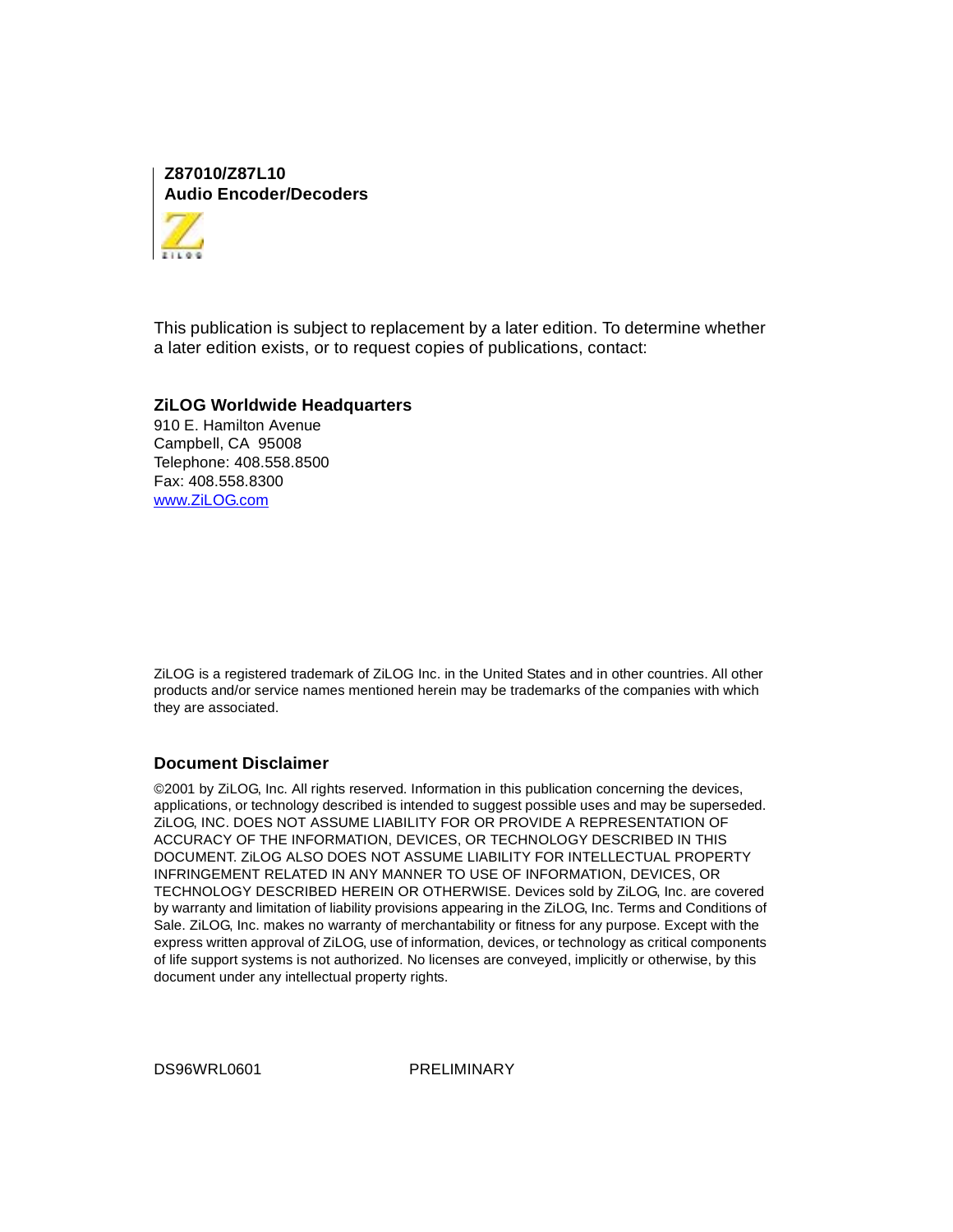**Z87010/Z87L10**
**Audio Encoder/Decoders**

This publication is subject to replacement by a later edition. To determine whether a later edition exists, or to request copies of publications, contact:

### ZiLOG Worldwide Headquarters

910 E. Hamilton Avenue
Campbell, CA 95008
Telephone: 408.558.8500
Fax: 408.558.8300
www.ZiLOG.com

ZiLOG is a registered trademark of ZiLOG Inc. in the United States and in other countries. All other products and/or service names mentioned herein may be trademarks of the companies with which they are associated.

### Document Disclaimer

©2001 by ZiLOG, Inc. All rights reserved. Information in this publication concerning the devices, applications, or technology described is intended to suggest possible uses and may be superseded. ZiLOG, INC. DOES NOT ASSUME LIABILITY FOR OR PROVIDE A REPRESENTATION OF ACCURACY OF THE INFORMATION, DEVICES, OR TECHNOLOGY DESCRIBED IN THIS DOCUMENT. ZiLOG ALSO DOES NOT ASSUME LIABILITY FOR INTELLECTUAL PROPERTY INFRINGEMENT RELATED IN ANY MANNER TO USE OF INFORMATION, DEVICES, OR TECHNOLOGY DESCRIBED HEREIN OR OTHERWISE. Devices sold by ZiLOG, Inc. are covered by warranty and limitation of liability provisions appearing in the ZiLOG, Inc. Terms and Conditions of Sale. ZiLOG, Inc. makes no warranty of merchantability or fitness for any purpose. Except with the express written approval of ZiLOG, use of information, devices, or technology as critical components of life support systems is not authorized. No licenses are conveyed, implicitly or otherwise, by this document under any intellectual property rights.

DS96WRL0601 PRELIMINARY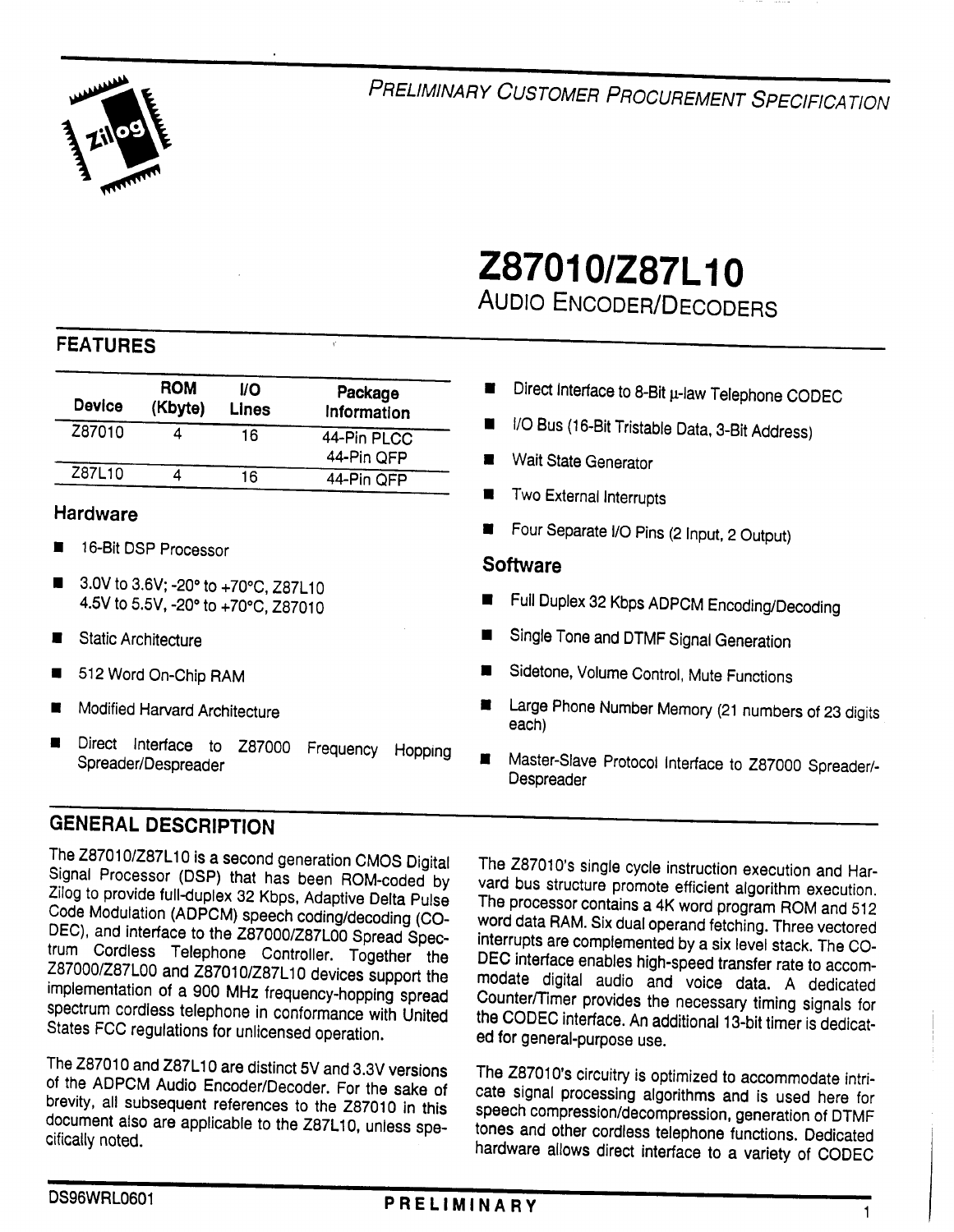PRELIMINARY CUSTOMER PROCUREMENT SPECIFICATION

# Z87010/Z87L10

## AUDIO ENCODER/DECODERS

## FEATURES

| Device | ROM (Kbyte) | I/O Lines | Package Information |
|---|---|---|---|
| Z87010 | 4 | 16 | 44-Pin PLCC<br>44-Pin QFP |
| Z87L10 | 4 | 16 | 44-Pin QFP |

### Hardware

- 16-Bit DSP Processor
- 3.0V to 3.6V; -20° to +70°C, Z87L10
  4.5V to 5.5V, -20° to +70°C, Z87010
- Static Architecture
- 512 Word On-Chip RAM
- Modified Harvard Architecture
- Direct Interface to Z87000 Frequency Hopping Spreader/Despreader
- Direct Interface to 8-Bit μ-law Telephone CODEC
- I/O Bus (16-Bit Tristable Data, 3-Bit Address)
- Wait State Generator
- Two External Interrupts
- Four Separate I/O Pins (2 Input, 2 Output)

### Software

- Full Duplex 32 Kbps ADPCM Encoding/Decoding
- Single Tone and DTMF Signal Generation
- Sidetone, Volume Control, Mute Functions
- Large Phone Number Memory (21 numbers of 23 digits each)
- Master-Slave Protocol Interface to Z87000 Spreader/-Despreader

## GENERAL DESCRIPTION

The Z87010/Z87L10 is a second generation CMOS Digital Signal Processor (DSP) that has been ROM-coded by Zilog to provide full-duplex 32 Kbps, Adaptive Delta Pulse Code Modulation (ADPCM) speech coding/decoding (CODEC), and interface to the Z87000/Z87L00 Spread Spectrum Cordless Telephone Controller. Together the Z87000/Z87L00 and Z87010/Z87L10 devices support the implementation of a 900 MHz frequency-hopping spread spectrum cordless telephone in conformance with United States FCC regulations for unlicensed operation.

The Z87010 and Z87L10 are distinct 5V and 3.3V versions of the ADPCM Audio Encoder/Decoder. For the sake of brevity, all subsequent references to the Z87010 in this document also are applicable to the Z87L10, unless specifically noted.

The Z87010's single cycle instruction execution and Harvard bus structure promote efficient algorithm execution. The processor contains a 4K word program ROM and 512 word data RAM. Six dual operand fetching. Three vectored interrupts are complemented by a six level stack. The CODEC interface enables high-speed transfer rate to accommodate digital audio and voice data. A dedicated Counter/Timer provides the necessary timing signals for the CODEC interface. An additional 13-bit timer is dedicated for general-purpose use.

The Z87010's circuitry is optimized to accommodate intricate signal processing algorithms and is used here for speech compression/decompression, generation of DTMF tones and other cordless telephone functions. Dedicated hardware allows direct interface to a variety of CODEC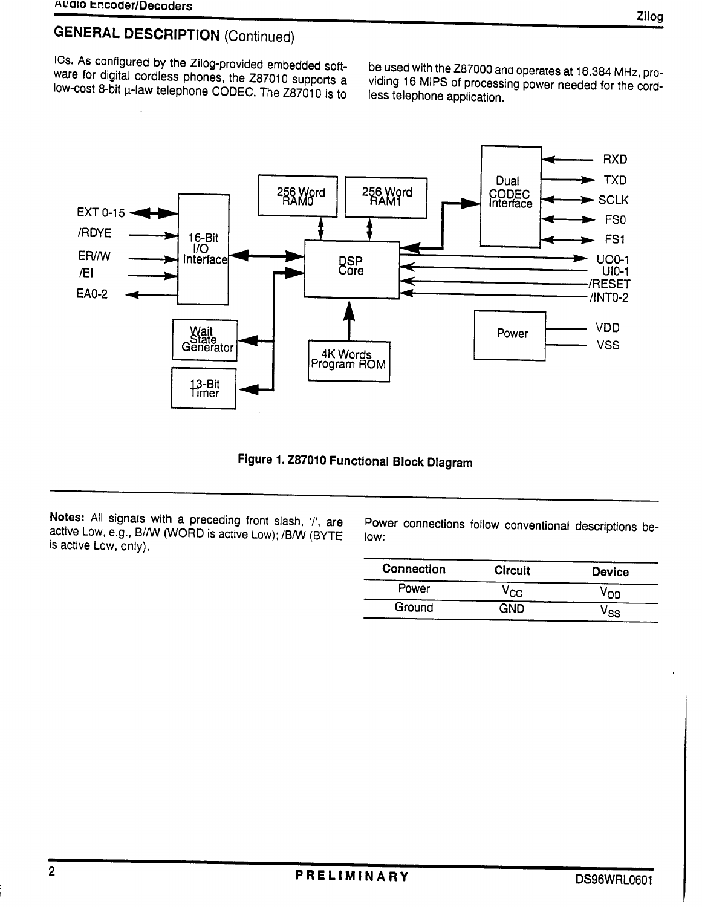## GENERAL DESCRIPTION (Continued)

ICs. As configured by the Zilog-provided embedded software for digital cordless phones, the Z87010 supports a low-cost 8-bit μ-law telephone CODEC. The Z87010 is to be used with the Z87000 and operates at 16.384 MHz, providing 16 MIPS of processing power needed for the cordless telephone application.

**Figure 1. Z87010 Functional Block Diagram**

---

**Notes:** All signals with a preceding front slash, '/', are active Low, e.g., B//W (WORD is active Low); /B/W (BYTE is active Low, only).

Power connections follow conventional descriptions below:

| Connection | Circuit | Device |
|---|---|---|
| Power | $V_{CC}$ | $V_{DD}$ |
| Ground | GND | $V_{SS}$ |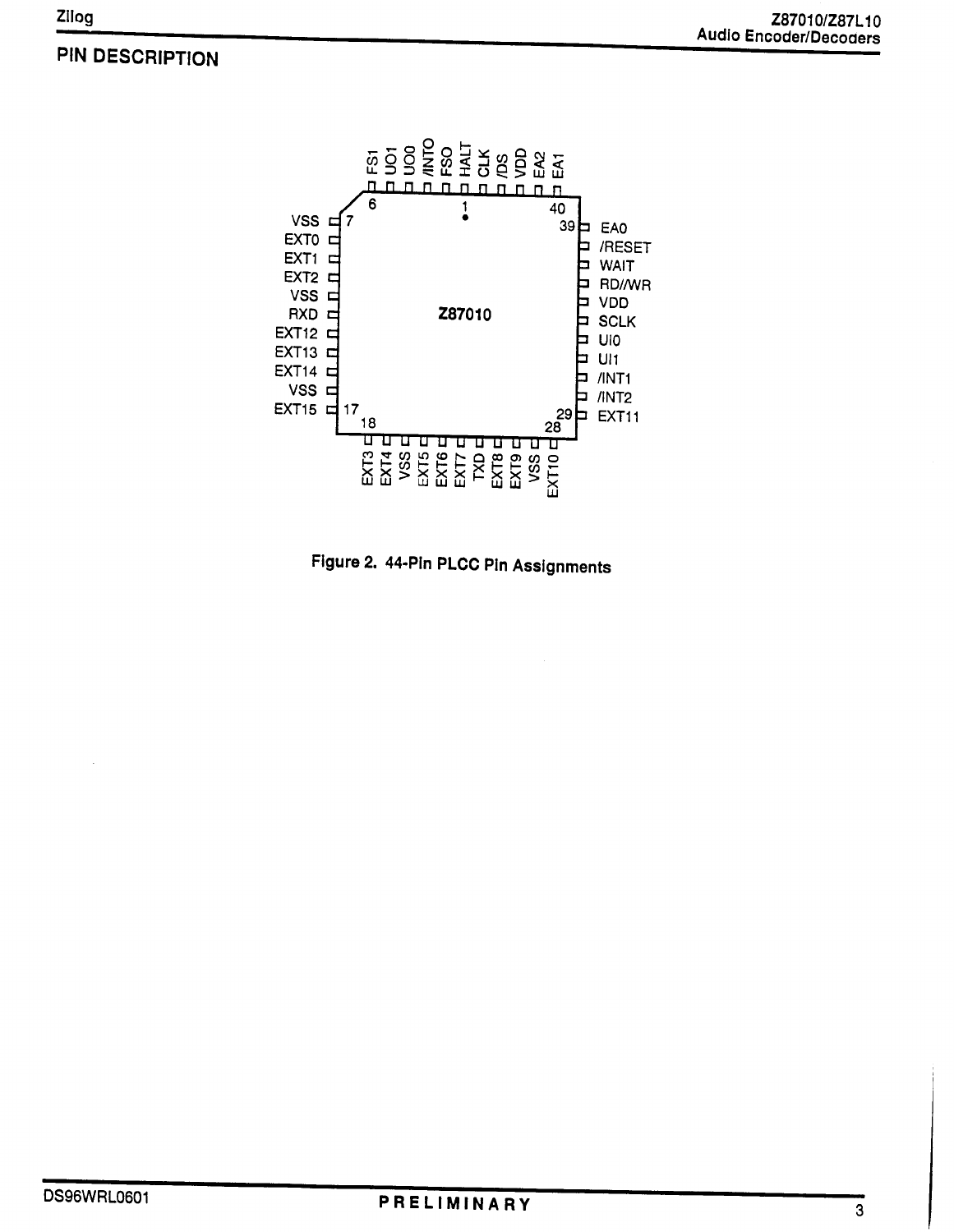## PIN DESCRIPTION

| Pin | Signal | Pin | Signal |
|---|---|---|---|
| 1 | HALT | 23 | EXT7 |
| 2 | FSO | 24 | TXD |
| 3 | /INTO | 25 | EXT8 |
| 4 | UO0 | 26 | EXT9 |
| 5 | UO1 | 27 | VSS |
| 6 | FS1 | 28 | EXT10 |
| 7 | VSS | 29 | EXT11 |
| 8 | EXT0 | 30 | /INT2 |
| 9 | EXT1 | 31 | /INT1 |
| 10 | EXT2 | 32 | UI1 |
| 11 | VSS | 33 | UI0 |
| 12 | RXD | 34 | SCLK |
| 13 | EXT12 | 35 | VDD |
| 14 | EXT13 | 36 | RD//WR |
| 15 | EXT14 | 37 | WAIT |
| 16 | VSS | 38 | /RESET |
| 17 | EXT15 | 39 | EA0 |
| 18 | EXT3 | 40 | EA1 |
| 19 | EXT4 | 41 | EA2 |
| 20 | VSS | 42 | VDD |
| 21 | EXT5 | 43 | /DS |
| 22 | EXT6 | 44 | CLK |

**Figure 2. 44-Pin PLCC Pin Assignments**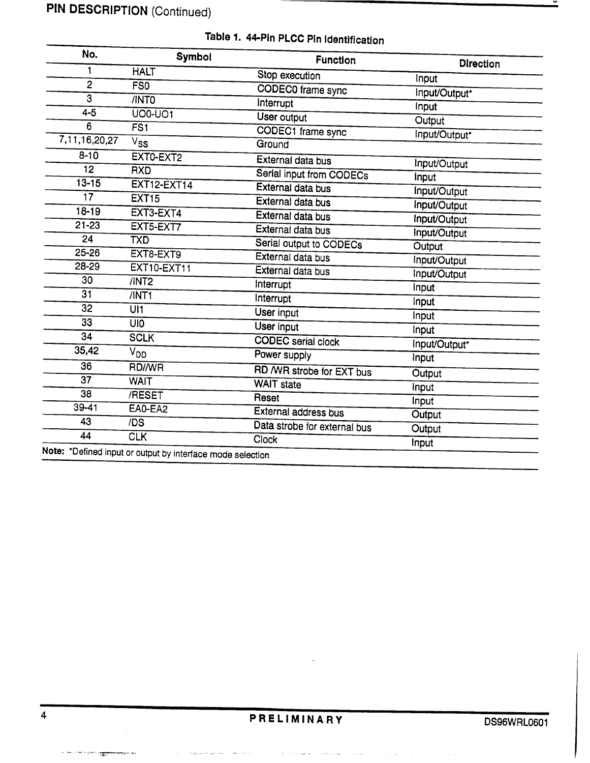## PIN DESCRIPTION (Continued)

**Table 1. 44-Pin PLCC Pin Identification**

| No. | Symbol | Function | Direction |
|---|---|---|---|
| 1 | HALT | Stop execution | Input |
| 2 | FS0 | CODEC0 frame sync | Input/Output* |
| 3 | /INT0 | Interrupt | Input |
| 4-5 | UO0-UO1 | User output | Output |
| 6 | FS1 | CODEC1 frame sync | Input/Output* |
| 7,11,16,20,27 | $V_{SS}$ | Ground | |
| 8-10 | EXT0-EXT2 | External data bus | Input/Output |
| 12 | RXD | Serial input from CODECs | Input |
| 13-15 | EXT12-EXT14 | External data bus | Input/Output |
| 17 | EXT15 | External data bus | Input/Output |
| 18-19 | EXT3-EXT4 | External data bus | Input/Output |
| 21-23 | EXT5-EXT7 | External data bus | Input/Output |
| 24 | TXD | Serial output to CODECs | Output |
| 25-26 | EXT8-EXT9 | External data bus | Input/Output |
| 28-29 | EXT10-EXT11 | External data bus | Input/Output |
| 30 | /INT2 | Interrupt | Input |
| 31 | /INT1 | Interrupt | Input |
| 32 | UI1 | User input | Input |
| 33 | UI0 | User input | Input |
| 34 | SCLK | CODEC serial clock | Input/Output* |
| 35,42 | $V_{DD}$ | Power supply | Input |
| 36 | RD//WR | RD /WR strobe for EXT bus | Output |
| 37 | WAIT | WAIT state | Input |
| 38 | /RESET | Reset | Input |
| 39-41 | EA0-EA2 | External address bus | Output |
| 43 | /DS | Data strobe for external bus | Output |
| 44 | CLK | Clock | Input |

**Note:** *Defined input or output by interface mode selection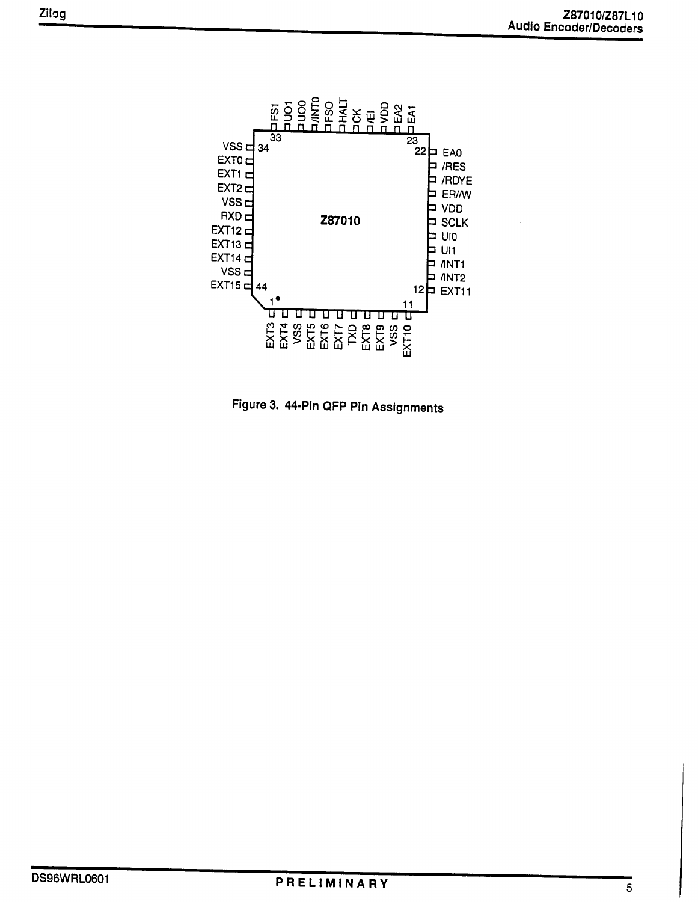| Pin | Signal | Pin | Signal | Pin | Signal | Pin | Signal |
|---|---|---|---|---|---|---|---|
| 1 | EXT3 | 12 | EXT11 | 23 | EA1 | 34 | VSS |
| 2 | EXT4 | 13 | /INT2 | 24 | EA2 | 35 | EXT0 |
| 3 | VSS | 14 | /INT1 | 25 | VDD | 36 | EXT1 |
| 4 | EXT5 | 15 | UI1 | 26 | /EI | 37 | EXT2 |
| 5 | EXT6 | 16 | UI0 | 27 | CK | 38 | VSS |
| 6 | EXT7 | 17 | SCLK | 28 | HALT | 39 | RXD |
| 7 | TXD | 18 | VDD | 29 | FSO | 40 | EXT12 |
| 8 | EXT8 | 19 | ER//W | 30 | /INT0 | 41 | EXT13 |
| 9 | EXT9 | 20 | /RDYE | 31 | UO0 | 42 | EXT14 |
| 10 | VSS | 21 | /RES | 32 | UO1 | 43 | VSS |
| 11 | EXT10 | 22 | EA0 | 33 | FS1 | 44 | EXT15 |

Figure 3. 44-Pin QFP Pin Assignments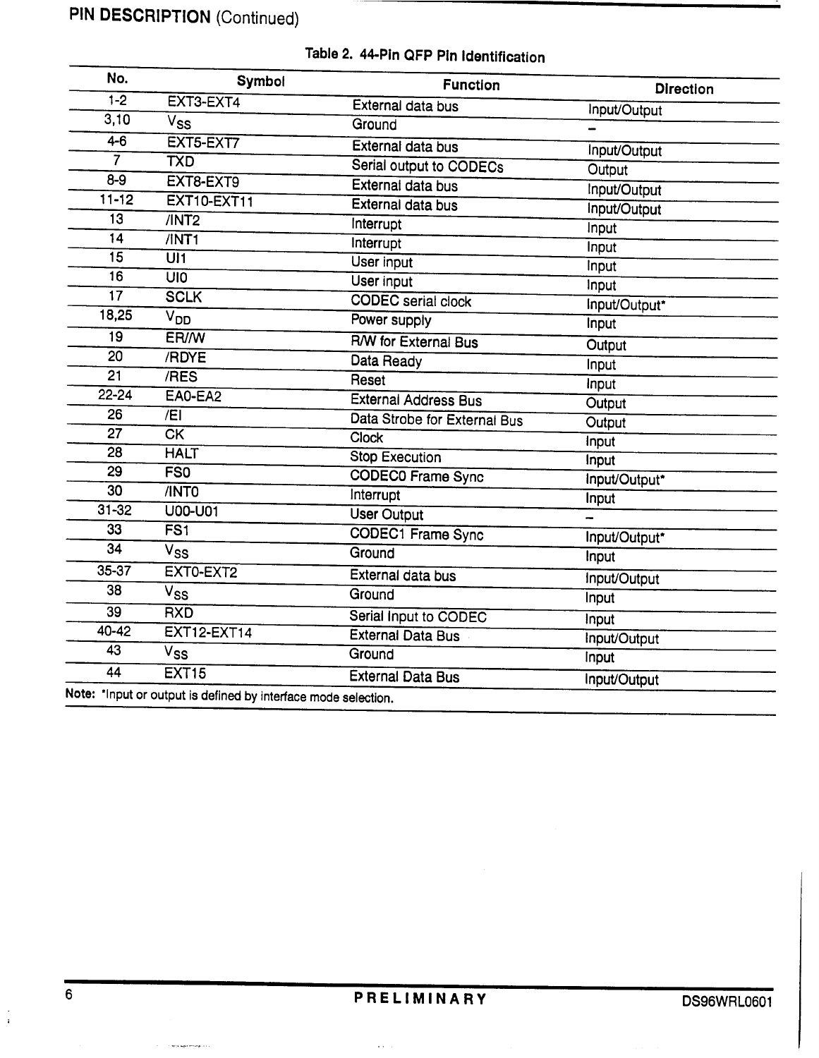## PIN DESCRIPTION (Continued)

**Table 2. 44-Pin QFP Pin Identification**

| No. | Symbol | Function | Direction |
|---|---|---|---|
| 1-2 | EXT3-EXT4 | External data bus | Input/Output |
| 3,10 | $V_{SS}$ | Ground | – |
| 4-6 | EXT5-EXT7 | External data bus | Input/Output |
| 7 | TXD | Serial output to CODECs | Output |
| 8-9 | EXT8-EXT9 | External data bus | Input/Output |
| 11-12 | EXT10-EXT11 | External data bus | Input/Output |
| 13 | /INT2 | Interrupt | Input |
| 14 | /INT1 | Interrupt | Input |
| 15 | UI1 | User input | Input |
| 16 | UI0 | User input | Input |
| 17 | SCLK | CODEC serial clock | Input/Output* |
| 18,25 | $V_{DD}$ | Power supply | Input |
| 19 | ER//W | R/W for External Bus | Output |
| 20 | /RDYE | Data Ready | Input |
| 21 | /RES | Reset | Input |
| 22-24 | EA0-EA2 | External Address Bus | Output |
| 26 | /EI | Data Strobe for External Bus | Output |
| 27 | CK | Clock | Input |
| 28 | HALT | Stop Execution | Input |
| 29 | FS0 | CODEC0 Frame Sync | Input/Output* |
| 30 | /INT0 | Interrupt | Input |
| 31-32 | U00-U01 | User Output | – |
| 33 | FS1 | CODEC1 Frame Sync | Input/Output* |
| 34 | $V_{SS}$ | Ground | Input |
| 35-37 | EXT0-EXT2 | External data bus | Input/Output |
| 38 | $V_{SS}$ | Ground | Input |
| 39 | RXD | Serial Input to CODEC | Input |
| 40-42 | EXT12-EXT14 | External Data Bus | Input/Output |
| 43 | $V_{SS}$ | Ground | Input |
| 44 | EXT15 | External Data Bus | Input/Output |

**Note:** *Input or output is defined by interface mode selection.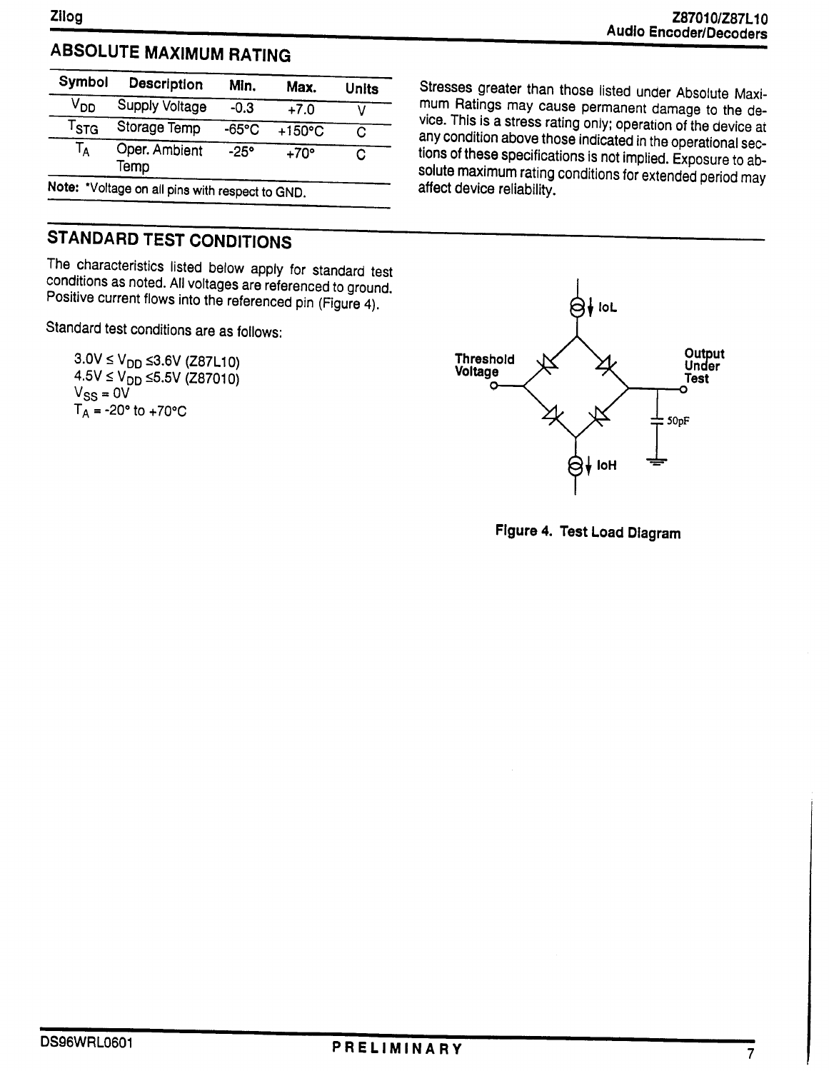## ABSOLUTE MAXIMUM RATING

| Symbol | Description | Min. | Max. | Units |
|---|---|---|---|---|
| $V_{DD}$ | Supply Voltage | -0.3 | +7.0 | V |
| $T_{STG}$ | Storage Temp | -65°C | +150°C | C |
| $T_A$ | Oper. Ambient Temp | -25° | +70° | C |

**Note:** *Voltage on all pins with respect to GND.

Stresses greater than those listed under Absolute Maximum Ratings may cause permanent damage to the device. This is a stress rating only; operation of the device at any condition above those indicated in the operational sections of these specifications is not implied. Exposure to absolute maximum rating conditions for extended period may affect device reliability.

## STANDARD TEST CONDITIONS

The characteristics listed below apply for standard test conditions as noted. All voltages are referenced to ground. Positive current flows into the referenced pin (Figure 4).

Standard test conditions are as follows:

$3.0V \leq V_{DD} \leq 3.6V$ (Z87L10)
$4.5V \leq V_{DD} \leq 5.5V$ (Z87010)
$V_{SS} = 0V$
$T_A = -20°$ to $+70°C$

IoL
Threshold Voltage
Output Under Test
50pF
IoH

**Figure 4. Test Load Diagram**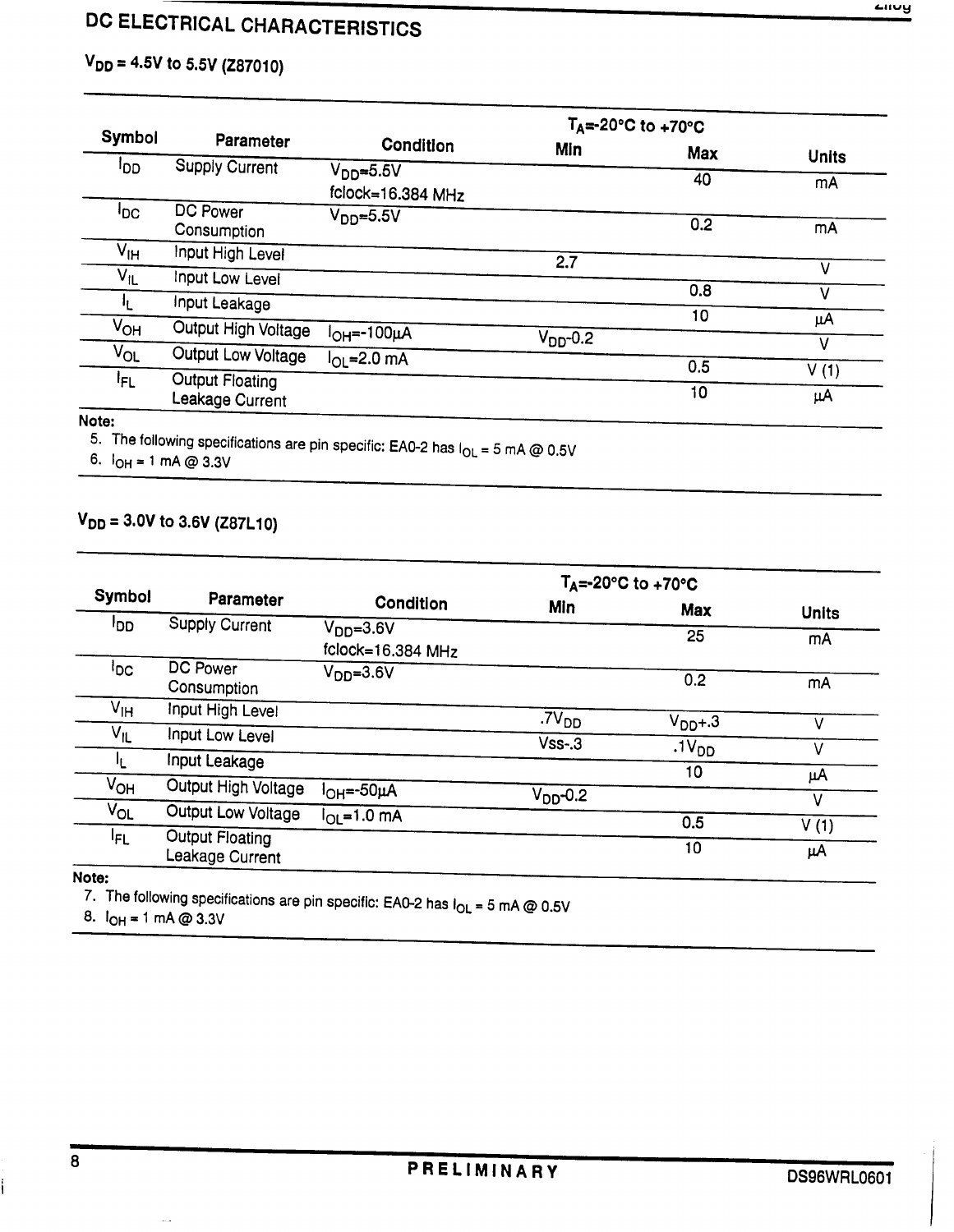## DC ELECTRICAL CHARACTERISTICS

### $V_{DD}$ = 4.5V to 5.5V (Z87010)

| Symbol | Parameter | Condition | $T_A$=-20°C to +70°C Min | Max | Units |
|---|---|---|---|---|---|
| $I_{DD}$ | Supply Current | $V_{DD}$=5.5V fclock=16.384 MHz | | 40 | mA |
| $I_{DC}$ | DC Power Consumption | $V_{DD}$=5.5V | | 0.2 | mA |
| $V_{IH}$ | Input High Level | | 2.7 | | V |
| $V_{IL}$ | Input Low Level | | | 0.8 | V |
| $I_L$ | Input Leakage | | | 10 | µA |
| $V_{OH}$ | Output High Voltage | $I_{OH}$=-100µA | $V_{DD}$-0.2 | | V |
| $V_{OL}$ | Output Low Voltage | $I_{OL}$=2.0 mA | | 0.5 | V (1) |
| $I_{FL}$ | Output Floating Leakage Current | | | 10 | µA |

Note:

5. The following specifications are pin specific: EA0-2 has $I_{OL}$ = 5 mA @ 0.5V
6. $I_{OH}$ = 1 mA @ 3.3V

### $V_{DD}$ = 3.0V to 3.6V (Z87L10)

| Symbol | Parameter | Condition | $T_A$=-20°C to +70°C Min | Max | Units |
|---|---|---|---|---|---|
| $I_{DD}$ | Supply Current | $V_{DD}$=3.6V fclock=16.384 MHz | | 25 | mA |
| $I_{DC}$ | DC Power Consumption | $V_{DD}$=3.6V | | 0.2 | mA |
| $V_{IH}$ | Input High Level | | .7$V_{DD}$ | $V_{DD}$+.3 | V |
| $V_{IL}$ | Input Low Level | | Vss-.3 | .1$V_{DD}$ | V |
| $I_L$ | Input Leakage | | | 10 | µA |
| $V_{OH}$ | Output High Voltage | $I_{OH}$=-50µA | $V_{DD}$-0.2 | | V |
| $V_{OL}$ | Output Low Voltage | $I_{OL}$=1.0 mA | | 0.5 | V (1) |
| $I_{FL}$ | Output Floating Leakage Current | | | 10 | µA |

Note:

7. The following specifications are pin specific: EA0-2 has $I_{OL}$ = 5 mA @ 0.5V
8. $I_{OH}$ = 1 mA @ 3.3V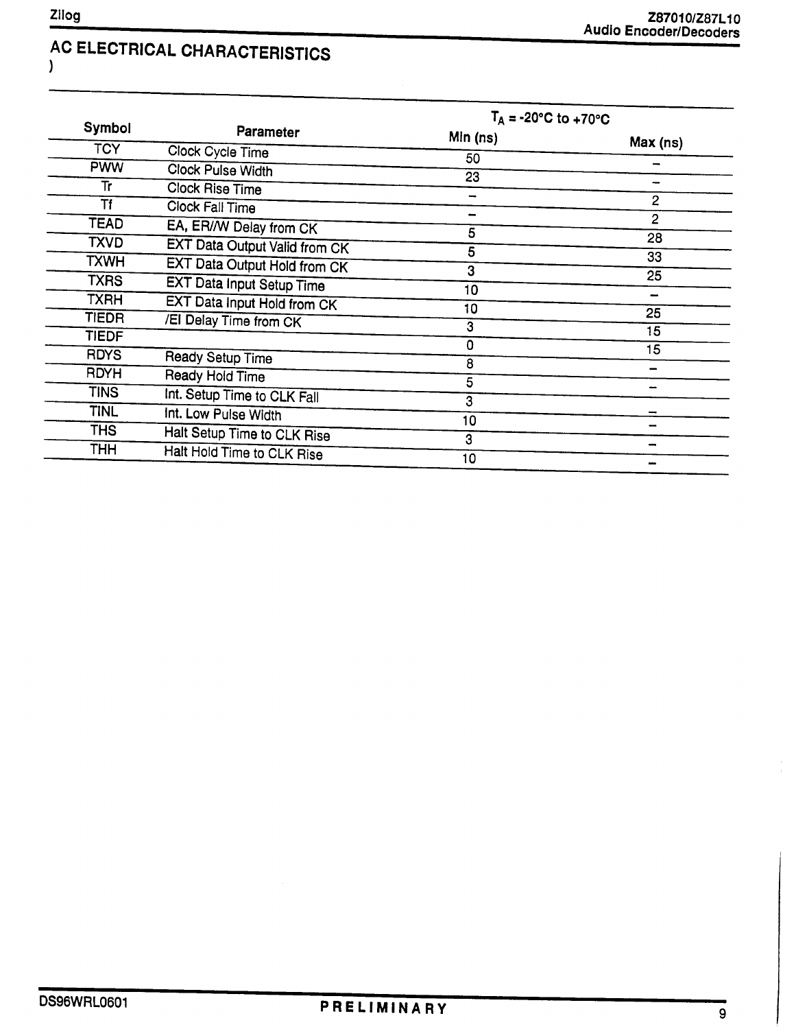## AC ELECTRICAL CHARACTERISTICS

)

| Symbol | Parameter | $T_A$ = -20°C to +70°C Min (ns) | Max (ns) |
|---|---|---|---|
| TCY | Clock Cycle Time | 50 | – |
| PWW | Clock Pulse Width | 23 | – |
| Tr | Clock Rise Time | – | 2 |
| Tf | Clock Fall Time | – | 2 |
| TEAD | EA, ER/W Delay from CK | 5 | 28 |
| TXVD | EXT Data Output Valid from CK | 5 | 33 |
| TXWH | EXT Data Output Hold from CK | 3 | 25 |
| TXRS | EXT Data Input Setup Time | 10 | – |
| TXRH | EXT Data Input Hold from CK | 10 | 25 |
| TIEDR | /EI Delay Time from CK | 3 | 15 |
| TIEDF | | 0 | 15 |
| RDYS | Ready Setup Time | 8 | – |
| RDYH | Ready Hold Time | 5 | – |
| TINS | Int. Setup Time to CLK Fall | 3 | – |
| TINL | Int. Low Pulse Width | 10 | – |
| THS | Halt Setup Time to CLK Rise | 3 | – |
| THH | Halt Hold Time to CLK Rise | 10 | – |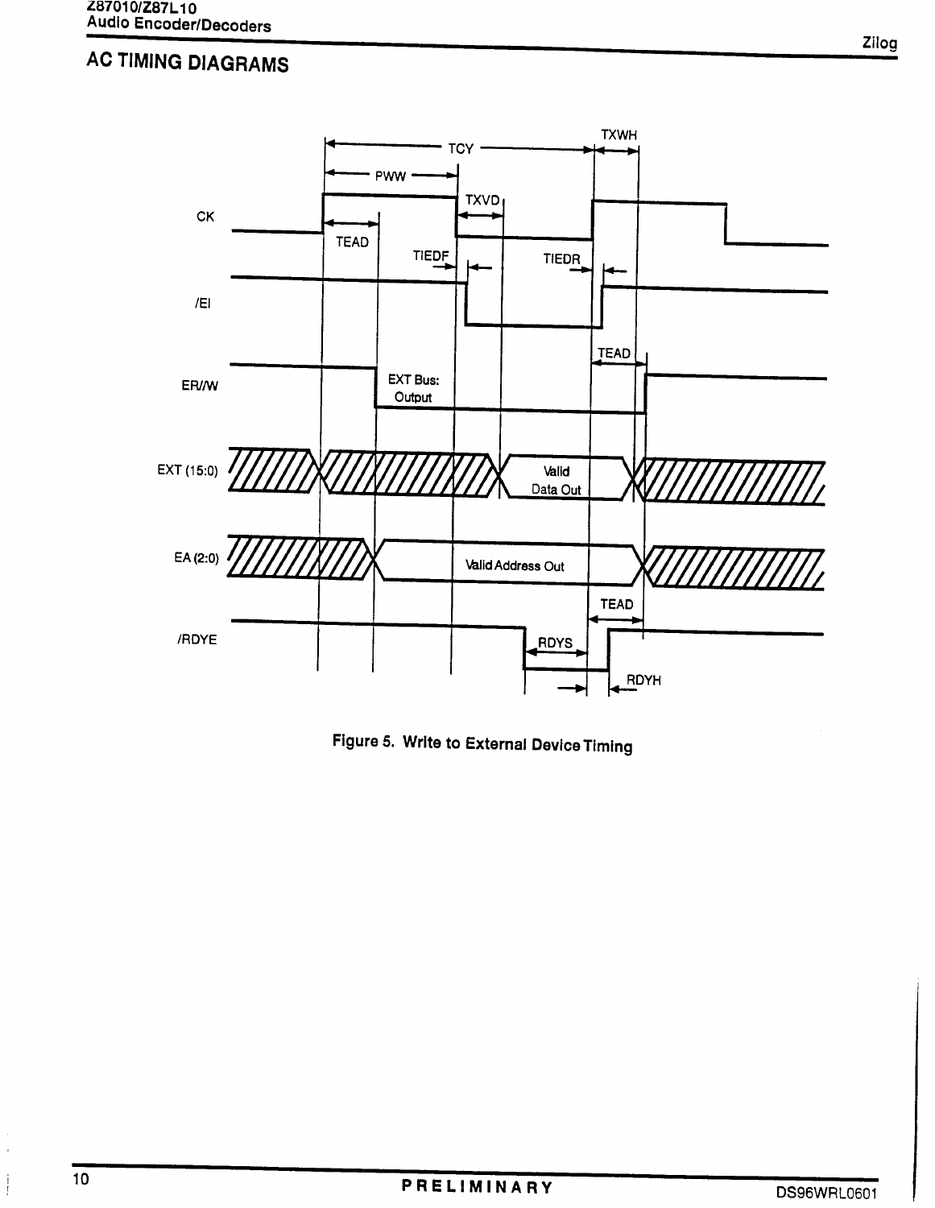## AC TIMING DIAGRAMS

Figure 5. Write to External Device Timing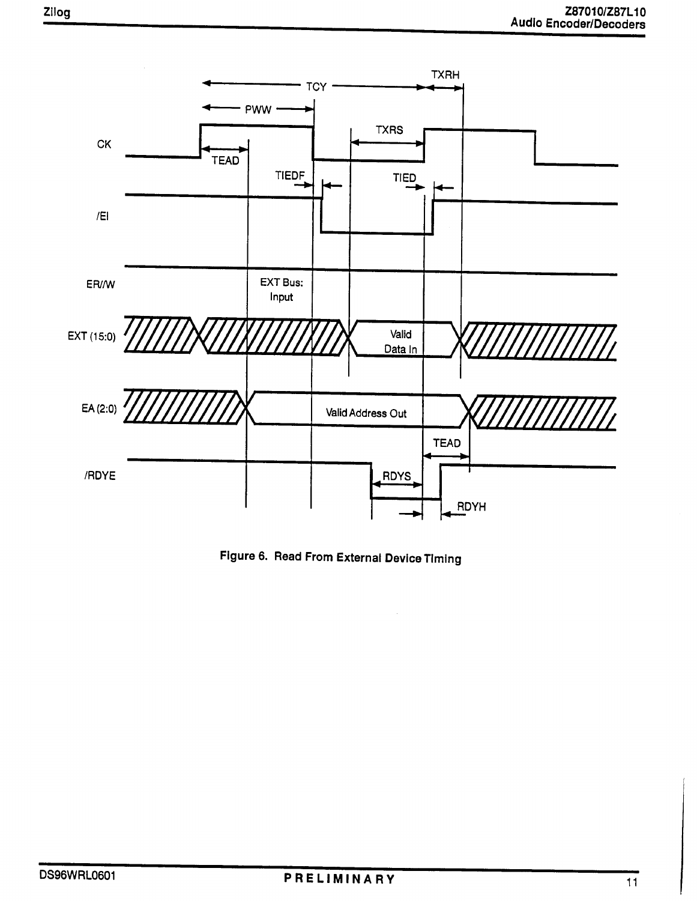Figure 6. Read From External Device Timing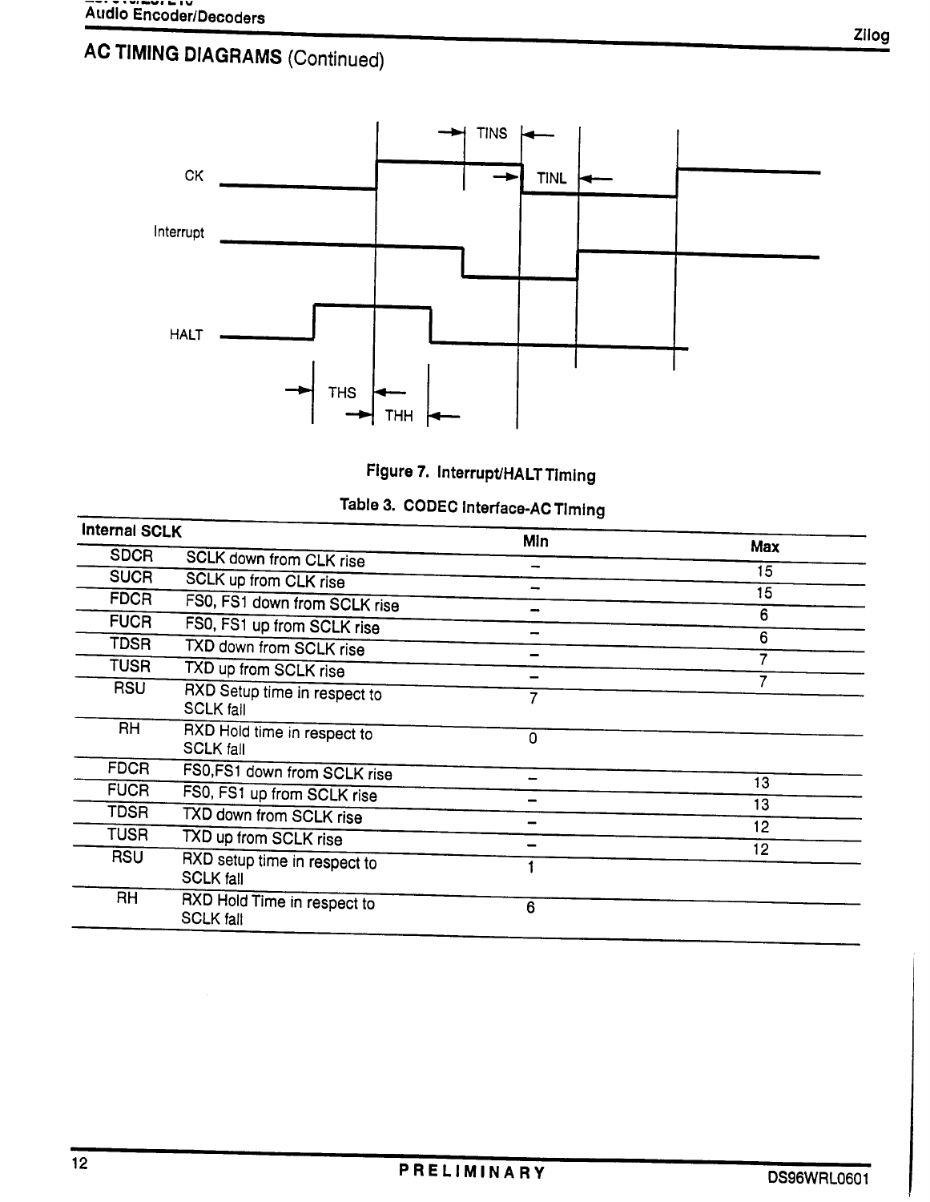## AC TIMING DIAGRAMS (Continued)

Figure 7. Interrupt/HALT Timing

Table 3. CODEC Interface-AC Timing

| Internal SCLK | | Min | Max |
|---|---|---|---|
| SDCR | SCLK down from CLK rise | – | 15 |
| SUCR | SCLK up from CLK rise | – | 15 |
| FDCR | FS0, FS1 down from SCLK rise | – | 6 |
| FUCR | FS0, FS1 up from SCLK rise | – | 6 |
| TDSR | TXD down from SCLK rise | – | 7 |
| TUSR | TXD up from SCLK rise | – | 7 |
| RSU | RXD Setup time in respect to SCLK fall | 7 | |
| RH | RXD Hold time in respect to SCLK fall | 0 | |
| FDCR | FS0,FS1 down from SCLK rise | – | 13 |
| FUCR | FS0, FS1 up from SCLK rise | – | 13 |
| TDSR | TXD down from SCLK rise | – | 12 |
| TUSR | TXD up from SCLK rise | – | 12 |
| RSU | RXD setup time in respect to SCLK fall | 1 | |
| RH | RXD Hold Time in respect to SCLK fall | 6 | |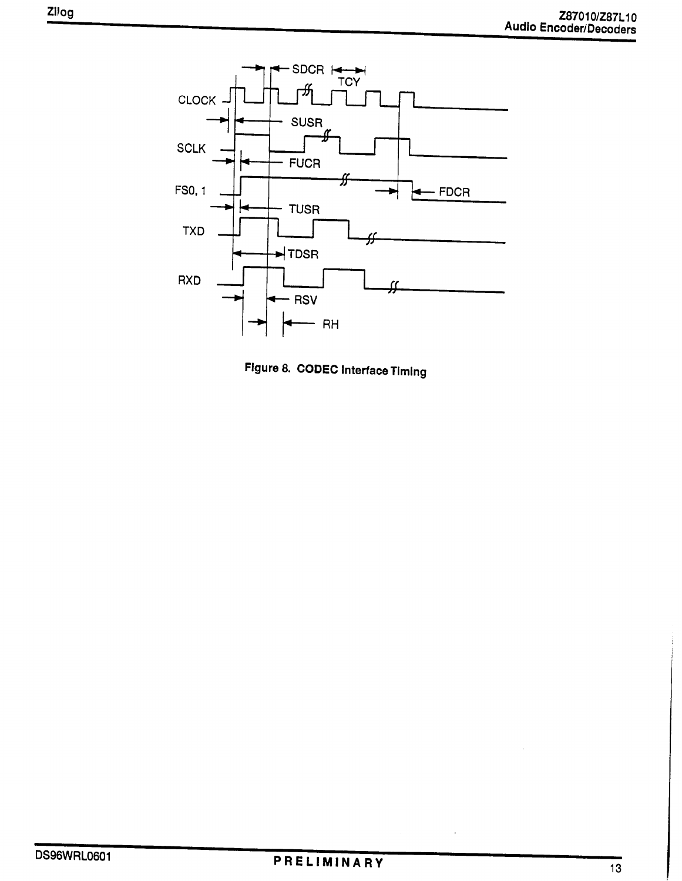CLOCK

SCLK

FS0, 1

TXD

RXD

SDCR

TCY

SUSR

FUCR

FDCR

TUSR

TDSR

RSV

RH

**Figure 8. CODEC Interface Timing**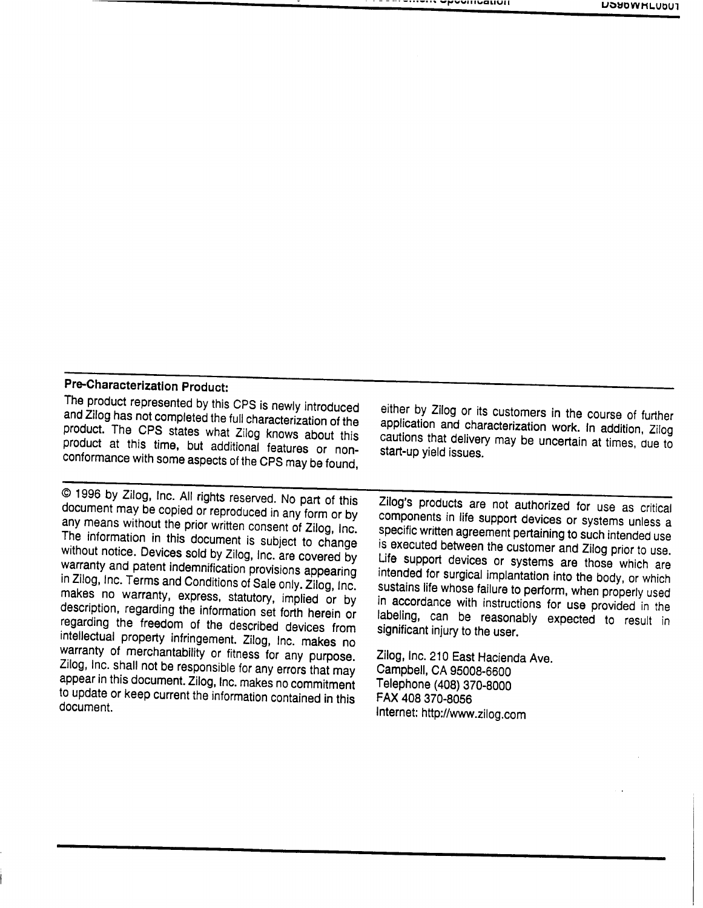**Pre-Characterization Product:**

The product represented by this CPS is newly introduced and Zilog has not completed the full characterization of the product. The CPS states what Zilog knows about this product at this time, but additional features or non-conformance with some aspects of the CPS may be found, either by Zilog or its customers in the course of further application and characterization work. In addition, Zilog cautions that delivery may be uncertain at times, due to start-up yield issues.

© 1996 by Zilog, Inc. All rights reserved. No part of this document may be copied or reproduced in any form or by any means without the prior written consent of Zilog, Inc. The information in this document is subject to change without notice. Devices sold by Zilog, Inc. are covered by warranty and patent indemnification provisions appearing in Zilog, Inc. Terms and Conditions of Sale only. Zilog, Inc. makes no warranty, express, statutory, implied or by description, regarding the information set forth herein or regarding the freedom of the described devices from intellectual property infringement. Zilog, Inc. makes no warranty of merchantability or fitness for any purpose. Zilog, Inc. shall not be responsible for any errors that may appear in this document. Zilog, Inc. makes no commitment to update or keep current the information contained in this document.

Zilog's products are not authorized for use as critical components in life support devices or systems unless a specific written agreement pertaining to such intended use is executed between the customer and Zilog prior to use. Life support devices or systems are those which are intended for surgical implantation into the body, or which sustains life whose failure to perform, when properly used in accordance with instructions for use provided in the labeling, can be reasonably expected to result in significant injury to the user.

Zilog, Inc. 210 East Hacienda Ave.
Campbell, CA 95008-6600
Telephone (408) 370-8000
FAX 408 370-8056
Internet: http://www.zilog.com